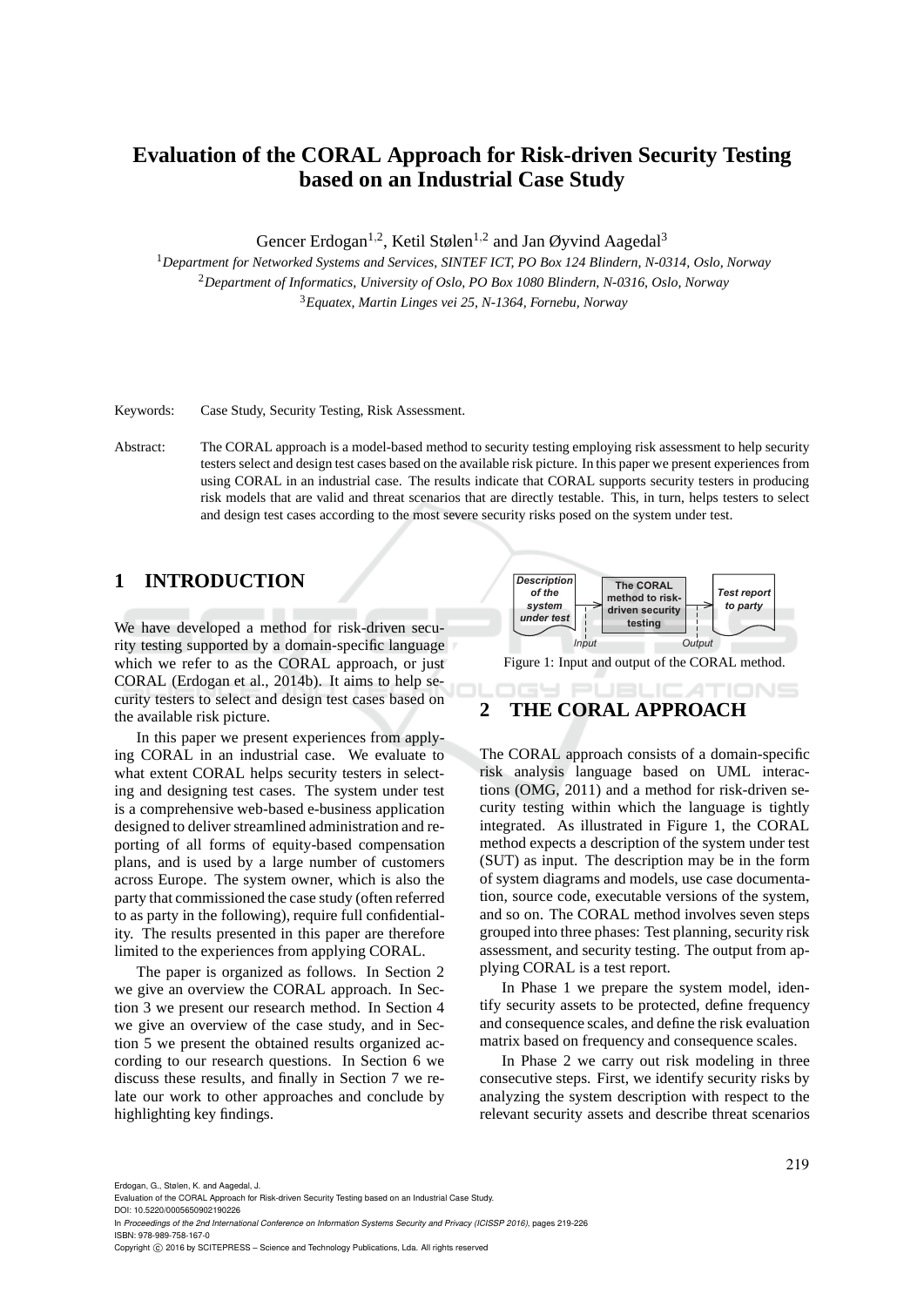# Evaluation of the CORAL Approach for Risk-driven Security Testing based on an Industrial Case Study

Gencer Erdogan[1,2], Ketil Stølen[1,2] and Jan Øyvind Aagedal[3]

[1]*Department for Networked Systems and Services, SINTEF ICT, PO Box 124 Blindern, N-0314, Oslo, Norway*
[2]*Department of Informatics, University of Oslo, PO Box 1080 Blindern, N-0316, Oslo, Norway*
[3]*Equatex, Martin Linges vei 25, N-1364, Fornebu, Norway*

Keywords: Case Study, Security Testing, Risk Assessment.

Abstract: The CORAL approach is a model-based method to security testing employing risk assessment to help security testers select and design test cases based on the available risk picture. In this paper we present experiences from using CORAL in an industrial case. The results indicate that CORAL supports security testers in producing risk models that are valid and threat scenarios that are directly testable. This, in turn, helps testers to select and design test cases according to the most severe security risks posed on the system under test.

## 1 INTRODUCTION

We have developed a method for risk-driven security testing supported by a domain-specific language which we refer to as the CORAL approach, or just CORAL (Erdogan et al., 2014b). It aims to help security testers to select and design test cases based on the available risk picture.

In this paper we present experiences from applying CORAL in an industrial case. We evaluate to what extent CORAL helps security testers in selecting and designing test cases. The system under test is a comprehensive web-based e-business application designed to deliver streamlined administration and reporting of all forms of equity-based compensation plans, and is used by a large number of customers across Europe. The system owner, which is also the party that commissioned the case study (often referred to as party in the following), require full confidentiality. The results presented in this paper are therefore limited to the experiences from applying CORAL.

The paper is organized as follows. In Section 2 we give an overview the CORAL approach. In Section 3 we present our research method. In Section 4 we give an overview of the case study, and in Section 5 we present the obtained results organized according to our research questions. In Section 6 we discuss these results, and finally in Section 7 we relate our work to other approaches and conclude by highlighting key findings.

Description of the system under test → The CORAL method to risk-driven security testing → Test report to party (Input / Output)

Figure 1: Input and output of the CORAL method.

## 2 THE CORAL APPROACH

The CORAL approach consists of a domain-specific risk analysis language based on UML interactions (OMG, 2011) and a method for risk-driven security testing within which the language is tightly integrated. As illustrated in Figure 1, the CORAL method expects a description of the system under test (SUT) as input. The description may be in the form of system diagrams and models, use case documentation, source code, executable versions of the system, and so on. The CORAL method involves seven steps grouped into three phases: Test planning, security risk assessment, and security testing. The output from applying CORAL is a test report.

In Phase 1 we prepare the system model, identify security assets to be protected, define frequency and consequence scales, and define the risk evaluation matrix based on frequency and consequence scales.

In Phase 2 we carry out risk modeling in three consecutive steps. First, we identify security risks by analyzing the system description with respect to the relevant security assets and describe threat scenarios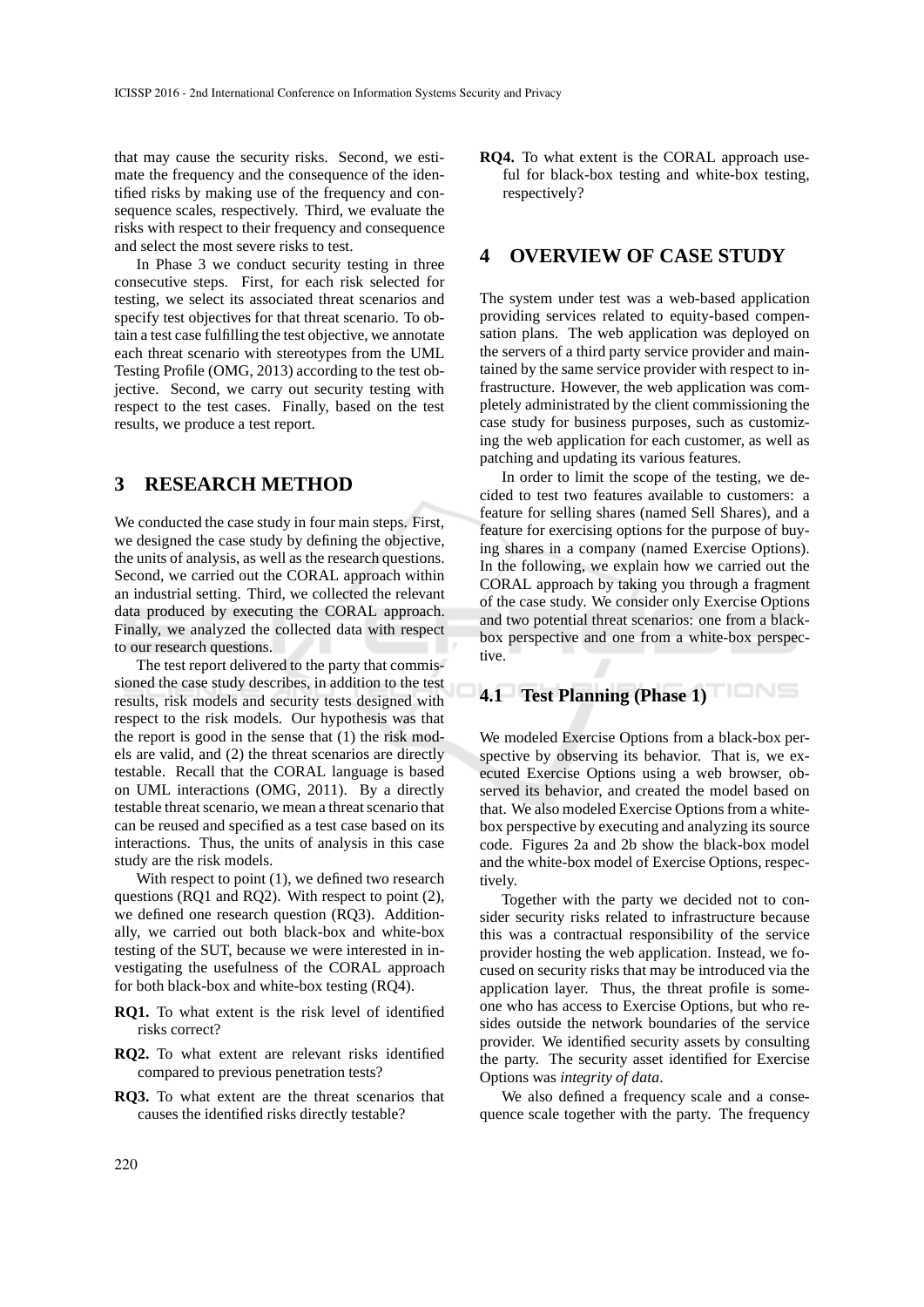that may cause the security risks. Second, we estimate the frequency and the consequence of the identified risks by making use of the frequency and consequence scales, respectively. Third, we evaluate the risks with respect to their frequency and consequence and select the most severe risks to test.

In Phase 3 we conduct security testing in three consecutive steps. First, for each risk selected for testing, we select its associated threat scenarios and specify test objectives for that threat scenario. To obtain a test case fulfilling the test objective, we annotate each threat scenario with stereotypes from the UML Testing Profile (OMG, 2013) according to the test objective. Second, we carry out security testing with respect to the test cases. Finally, based on the test results, we produce a test report.

## 3 RESEARCH METHOD

We conducted the case study in four main steps. First, we designed the case study by defining the objective, the units of analysis, as well as the research questions. Second, we carried out the CORAL approach within an industrial setting. Third, we collected the relevant data produced by executing the CORAL approach. Finally, we analyzed the collected data with respect to our research questions.

The test report delivered to the party that commissioned the case study describes, in addition to the test results, risk models and security tests designed with respect to the risk models. Our hypothesis was that the report is good in the sense that (1) the risk models are valid, and (2) the threat scenarios are directly testable. Recall that the CORAL language is based on UML interactions (OMG, 2011). By a directly testable threat scenario, we mean a threat scenario that can be reused and specified as a test case based on its interactions. Thus, the units of analysis in this case study are the risk models.

With respect to point (1), we defined two research questions (RQ1 and RQ2). With respect to point (2), we defined one research question (RQ3). Additionally, we carried out both black-box and white-box testing of the SUT, because we were interested in investigating the usefulness of the CORAL approach for both black-box and white-box testing (RQ4).

**RQ1.** To what extent is the risk level of identified risks correct?

**RQ2.** To what extent are relevant risks identified compared to previous penetration tests?

**RQ3.** To what extent are the threat scenarios that causes the identified risks directly testable?

**RQ4.** To what extent is the CORAL approach useful for black-box testing and white-box testing, respectively?

## 4 OVERVIEW OF CASE STUDY

The system under test was a web-based application providing services related to equity-based compensation plans. The web application was deployed on the servers of a third party service provider and maintained by the same service provider with respect to infrastructure. However, the web application was completely administrated by the client commissioning the case study for business purposes, such as customizing the web application for each customer, as well as patching and updating its various features.

In order to limit the scope of the testing, we decided to test two features available to customers: a feature for selling shares (named Sell Shares), and a feature for exercising options for the purpose of buying shares in a company (named Exercise Options). In the following, we explain how we carried out the CORAL approach by taking you through a fragment of the case study. We consider only Exercise Options and two potential threat scenarios: one from a black-box perspective and one from a white-box perspective.

### 4.1 Test Planning (Phase 1)

We modeled Exercise Options from a black-box perspective by observing its behavior. That is, we executed Exercise Options using a web browser, observed its behavior, and created the model based on that. We also modeled Exercise Options from a white-box perspective by executing and analyzing its source code. Figures 2a and 2b show the black-box model and the white-box model of Exercise Options, respectively.

Together with the party we decided not to consider security risks related to infrastructure because this was a contractual responsibility of the service provider hosting the web application. Instead, we focused on security risks that may be introduced via the application layer. Thus, the threat profile is someone who has access to Exercise Options, but who resides outside the network boundaries of the service provider. We identified security assets by consulting the party. The security asset identified for Exercise Options was *integrity of data*.

We also defined a frequency scale and a consequence scale together with the party. The frequency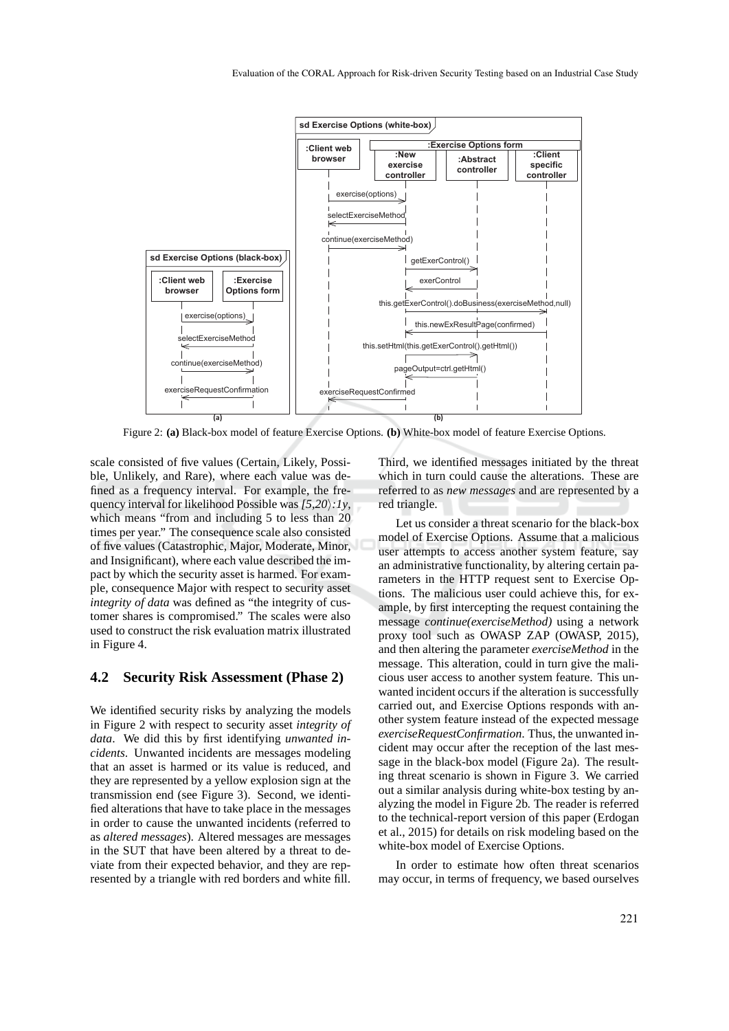Figure 2: **(a)** Black-box model of feature Exercise Options. **(b)** White-box model of feature Exercise Options.

scale consisted of five values (Certain, Likely, Possible, Unlikely, and Rare), where each value was defined as a frequency interval. For example, the frequency interval for likelihood Possible was *[5,20⟩:1y*, which means "from and including 5 to less than 20 times per year." The consequence scale also consisted of five values (Catastrophic, Major, Moderate, Minor, and Insignificant), where each value described the impact by which the security asset is harmed. For example, consequence Major with respect to security asset *integrity of data* was defined as "the integrity of customer shares is compromised." The scales were also used to construct the risk evaluation matrix illustrated in Figure 4.

## 4.2 Security Risk Assessment (Phase 2)

We identified security risks by analyzing the models in Figure 2 with respect to security asset *integrity of data*. We did this by first identifying *unwanted incidents*. Unwanted incidents are messages modeling that an asset is harmed or its value is reduced, and they are represented by a yellow explosion sign at the transmission end (see Figure 3). Second, we identified alterations that have to take place in the messages in order to cause the unwanted incidents (referred to as *altered messages*). Altered messages are messages in the SUT that have been altered by a threat to deviate from their expected behavior, and they are represented by a triangle with red borders and white fill. Third, we identified messages initiated by the threat which in turn could cause the alterations. These are referred to as *new messages* and are represented by a red triangle.

Let us consider a threat scenario for the black-box model of Exercise Options. Assume that a malicious user attempts to access another system feature, say an administrative functionality, by altering certain parameters in the HTTP request sent to Exercise Options. The malicious user could achieve this, for example, by first intercepting the request containing the message *continue(exerciseMethod)* using a network proxy tool such as OWASP ZAP (OWASP, 2015), and then altering the parameter *exerciseMethod* in the message. This alteration, could in turn give the malicious user access to another system feature. This unwanted incident occurs if the alteration is successfully carried out, and Exercise Options responds with another system feature instead of the expected message *exerciseRequestConfirmation*. Thus, the unwanted incident may occur after the reception of the last message in the black-box model (Figure 2a). The resulting threat scenario is shown in Figure 3. We carried out a similar analysis during white-box testing by analyzing the model in Figure 2b. The reader is referred to the technical-report version of this paper (Erdogan et al., 2015) for details on risk modeling based on the white-box model of Exercise Options.

In order to estimate how often threat scenarios may occur, in terms of frequency, we based ourselves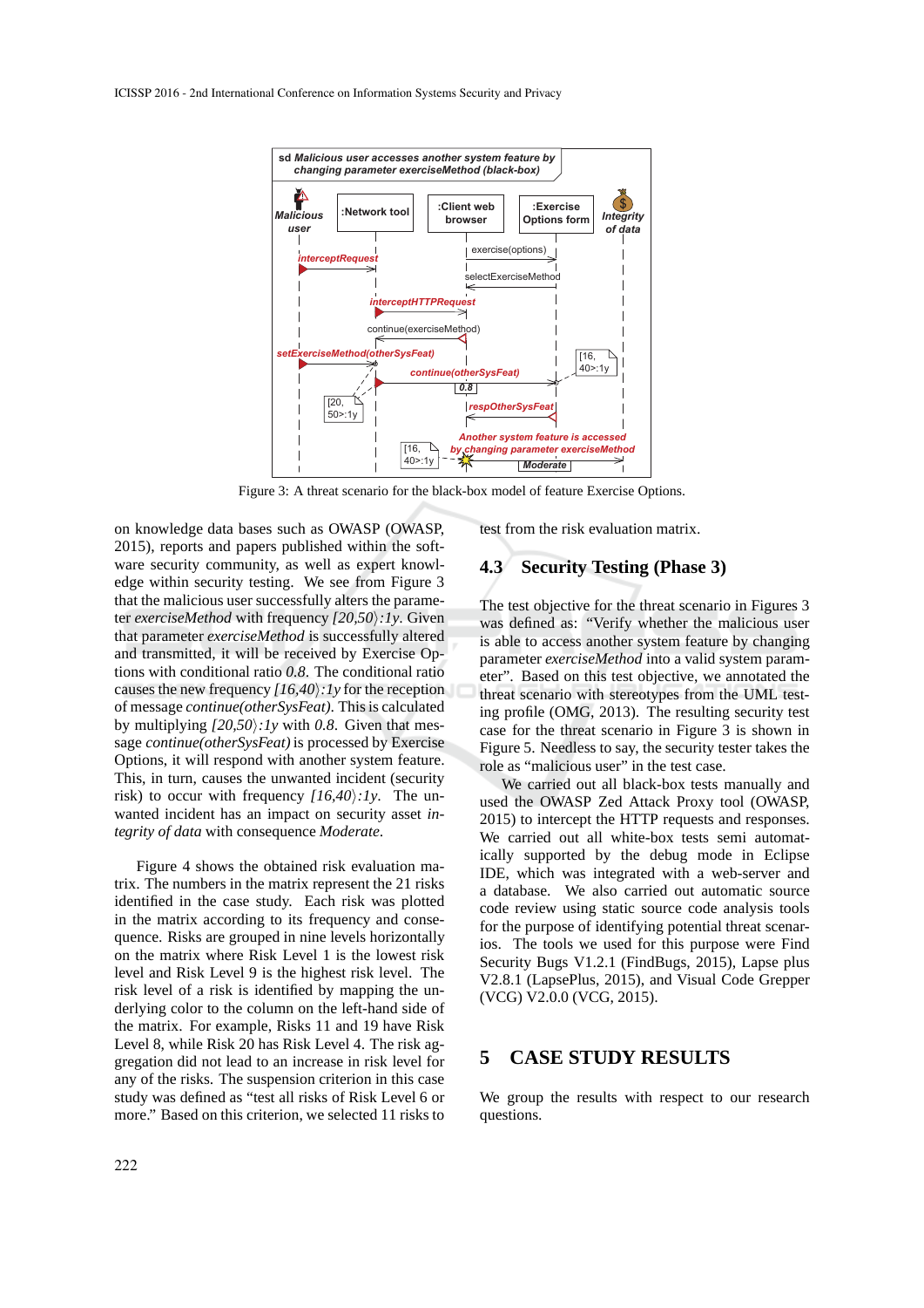Figure 3: A threat scenario for the black-box model of feature Exercise Options.

on knowledge data bases such as OWASP (OWASP, 2015), reports and papers published within the software security community, as well as expert knowledge within security testing. We see from Figure 3 that the malicious user successfully alters the parameter *exerciseMethod* with frequency *[20,50⟩:1y*. Given that parameter *exerciseMethod* is successfully altered and transmitted, it will be received by Exercise Options with conditional ratio *0.8*. The conditional ratio causes the new frequency *[16,40⟩:1y* for the reception of message *continue(otherSysFeat)*. This is calculated by multiplying *[20,50⟩:1y* with *0.8*. Given that message *continue(otherSysFeat)* is processed by Exercise Options, it will respond with another system feature. This, in turn, causes the unwanted incident (security risk) to occur with frequency *[16,40⟩:1y*. The unwanted incident has an impact on security asset *integrity of data* with consequence *Moderate*.

Figure 4 shows the obtained risk evaluation matrix. The numbers in the matrix represent the 21 risks identified in the case study. Each risk was plotted in the matrix according to its frequency and consequence. Risks are grouped in nine levels horizontally on the matrix where Risk Level 1 is the lowest risk level and Risk Level 9 is the highest risk level. The risk level of a risk is identified by mapping the underlying color to the column on the left-hand side of the matrix. For example, Risks 11 and 19 have Risk Level 8, while Risk 20 has Risk Level 4. The risk aggregation did not lead to an increase in risk level for any of the risks. The suspension criterion in this case study was defined as "test all risks of Risk Level 6 or more." Based on this criterion, we selected 11 risks to test from the risk evaluation matrix.

### 4.3 Security Testing (Phase 3)

The test objective for the threat scenario in Figures 3 was defined as: "Verify whether the malicious user is able to access another system feature by changing parameter *exerciseMethod* into a valid system parameter". Based on this test objective, we annotated the threat scenario with stereotypes from the UML testing profile (OMG, 2013). The resulting security test case for the threat scenario in Figure 3 is shown in Figure 5. Needless to say, the security tester takes the role as "malicious user" in the test case.

We carried out all black-box tests manually and used the OWASP Zed Attack Proxy tool (OWASP, 2015) to intercept the HTTP requests and responses. We carried out all white-box tests semi automatically supported by the debug mode in Eclipse IDE, which was integrated with a web-server and a database. We also carried out automatic source code review using static source code analysis tools for the purpose of identifying potential threat scenarios. The tools we used for this purpose were Find Security Bugs V1.2.1 (FindBugs, 2015), Lapse plus V2.8.1 (LapsePlus, 2015), and Visual Code Grepper (VCG) V2.0.0 (VCG, 2015).

## 5 CASE STUDY RESULTS

We group the results with respect to our research questions.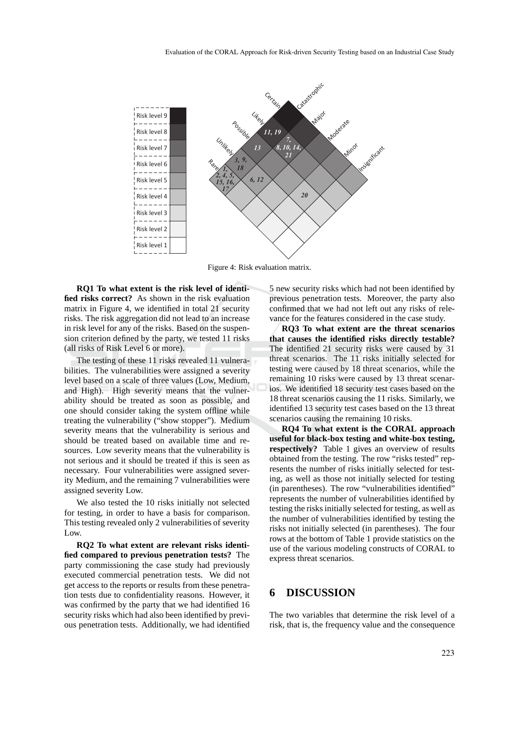Figure 4: Risk evaluation matrix.

**RQ1 To what extent is the risk level of identified risks correct?** As shown in the risk evaluation matrix in Figure 4, we identified in total 21 security risks. The risk aggregation did not lead to an increase in risk level for any of the risks. Based on the suspension criterion defined by the party, we tested 11 risks (all risks of Risk Level 6 or more).

The testing of these 11 risks revealed 11 vulnerabilities. The vulnerabilities were assigned a severity level based on a scale of three values (Low, Medium, and High). High severity means that the vulnerability should be treated as soon as possible, and one should consider taking the system offline while treating the vulnerability ("show stopper"). Medium severity means that the vulnerability is serious and should be treated based on available time and resources. Low severity means that the vulnerability is not serious and it should be treated if this is seen as necessary. Four vulnerabilities were assigned severity Medium, and the remaining 7 vulnerabilities were assigned severity Low.

We also tested the 10 risks initially not selected for testing, in order to have a basis for comparison. This testing revealed only 2 vulnerabilities of severity Low.

**RQ2 To what extent are relevant risks identified compared to previous penetration tests?** The party commissioning the case study had previously executed commercial penetration tests. We did not get access to the reports or results from these penetration tests due to confidentiality reasons. However, it was confirmed by the party that we had identified 16 security risks which had also been identified by previous penetration tests. Additionally, we had identified 5 new security risks which had not been identified by previous penetration tests. Moreover, the party also confirmed that we had not left out any risks of relevance for the features considered in the case study.

**RQ3 To what extent are the threat scenarios that causes the identified risks directly testable?** The identified 21 security risks were caused by 31 threat scenarios. The 11 risks initially selected for testing were caused by 18 threat scenarios, while the remaining 10 risks were caused by 13 threat scenarios. We identified 18 security test cases based on the 18 threat scenarios causing the 11 risks. Similarly, we identified 13 security test cases based on the 13 threat scenarios causing the remaining 10 risks.

**RQ4 To what extent is the CORAL approach useful for black-box testing and white-box testing, respectively?** Table 1 gives an overview of results obtained from the testing. The row "risks tested" represents the number of risks initially selected for testing, as well as those not initially selected for testing (in parentheses). The row "vulnerabilities identified" represents the number of vulnerabilities identified by testing the risks initially selected for testing, as well as the number of vulnerabilities identified by testing the risks not initially selected (in parentheses). The four rows at the bottom of Table 1 provide statistics on the use of the various modeling constructs of CORAL to express threat scenarios.

## 6 DISCUSSION

The two variables that determine the risk level of a risk, that is, the frequency value and the consequence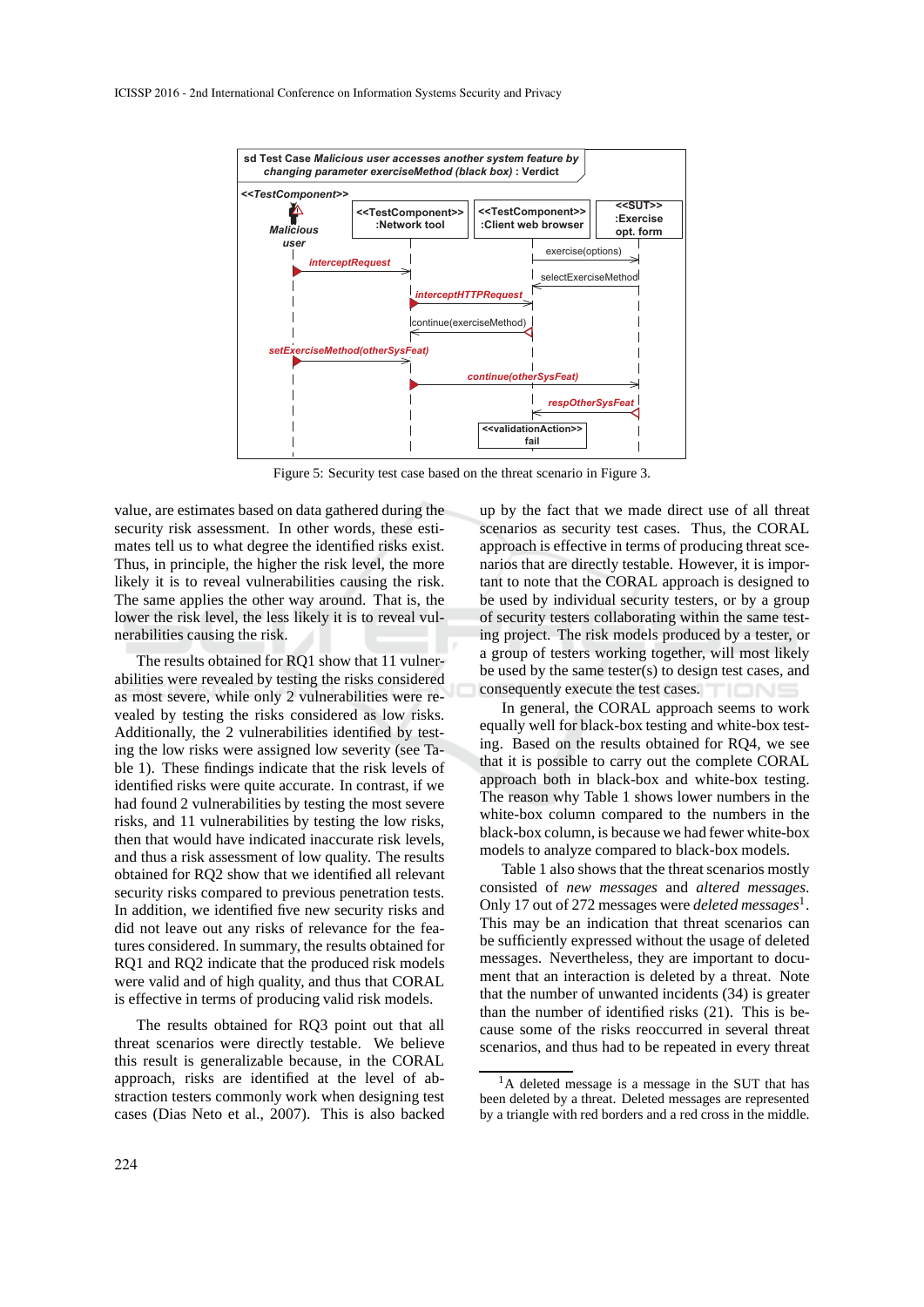Figure 5: Security test case based on the threat scenario in Figure 3.

value, are estimates based on data gathered during the security risk assessment. In other words, these estimates tell us to what degree the identified risks exist. Thus, in principle, the higher the risk level, the more likely it is to reveal vulnerabilities causing the risk. The same applies the other way around. That is, the lower the risk level, the less likely it is to reveal vulnerabilities causing the risk.

The results obtained for RQ1 show that 11 vulnerabilities were revealed by testing the risks considered as most severe, while only 2 vulnerabilities were revealed by testing the risks considered as low risks. Additionally, the 2 vulnerabilities identified by testing the low risks were assigned low severity (see Table 1). These findings indicate that the risk levels of identified risks were quite accurate. In contrast, if we had found 2 vulnerabilities by testing the most severe risks, and 11 vulnerabilities by testing the low risks, then that would have indicated inaccurate risk levels, and thus a risk assessment of low quality. The results obtained for RQ2 show that we identified all relevant security risks compared to previous penetration tests. In addition, we identified five new security risks and did not leave out any risks of relevance for the features considered. In summary, the results obtained for RQ1 and RQ2 indicate that the produced risk models were valid and of high quality, and thus that CORAL is effective in terms of producing valid risk models.

The results obtained for RQ3 point out that all threat scenarios were directly testable. We believe this result is generalizable because, in the CORAL approach, risks are identified at the level of abstraction testers commonly work when designing test cases (Dias Neto et al., 2007). This is also backed up by the fact that we made direct use of all threat scenarios as security test cases. Thus, the CORAL approach is effective in terms of producing threat scenarios that are directly testable. However, it is important to note that the CORAL approach is designed to be used by individual security testers, or by a group of security testers collaborating within the same testing project. The risk models produced by a tester, or a group of testers working together, will most likely be used by the same tester(s) to design test cases, and consequently execute the test cases.

In general, the CORAL approach seems to work equally well for black-box testing and white-box testing. Based on the results obtained for RQ4, we see that it is possible to carry out the complete CORAL approach both in black-box and white-box testing. The reason why Table 1 shows lower numbers in the white-box column compared to the numbers in the black-box column, is because we had fewer white-box models to analyze compared to black-box models.

Table 1 also shows that the threat scenarios mostly consisted of *new messages* and *altered messages*. Only 17 out of 272 messages were *deleted messages*[1]. This may be an indication that threat scenarios can be sufficiently expressed without the usage of deleted messages. Nevertheless, they are important to document that an interaction is deleted by a threat. Note that the number of unwanted incidents (34) is greater than the number of identified risks (21). This is because some of the risks reoccurred in several threat scenarios, and thus had to be repeated in every threat

[1] A deleted message is a message in the SUT that has been deleted by a threat. Deleted messages are represented by a triangle with red borders and a red cross in the middle.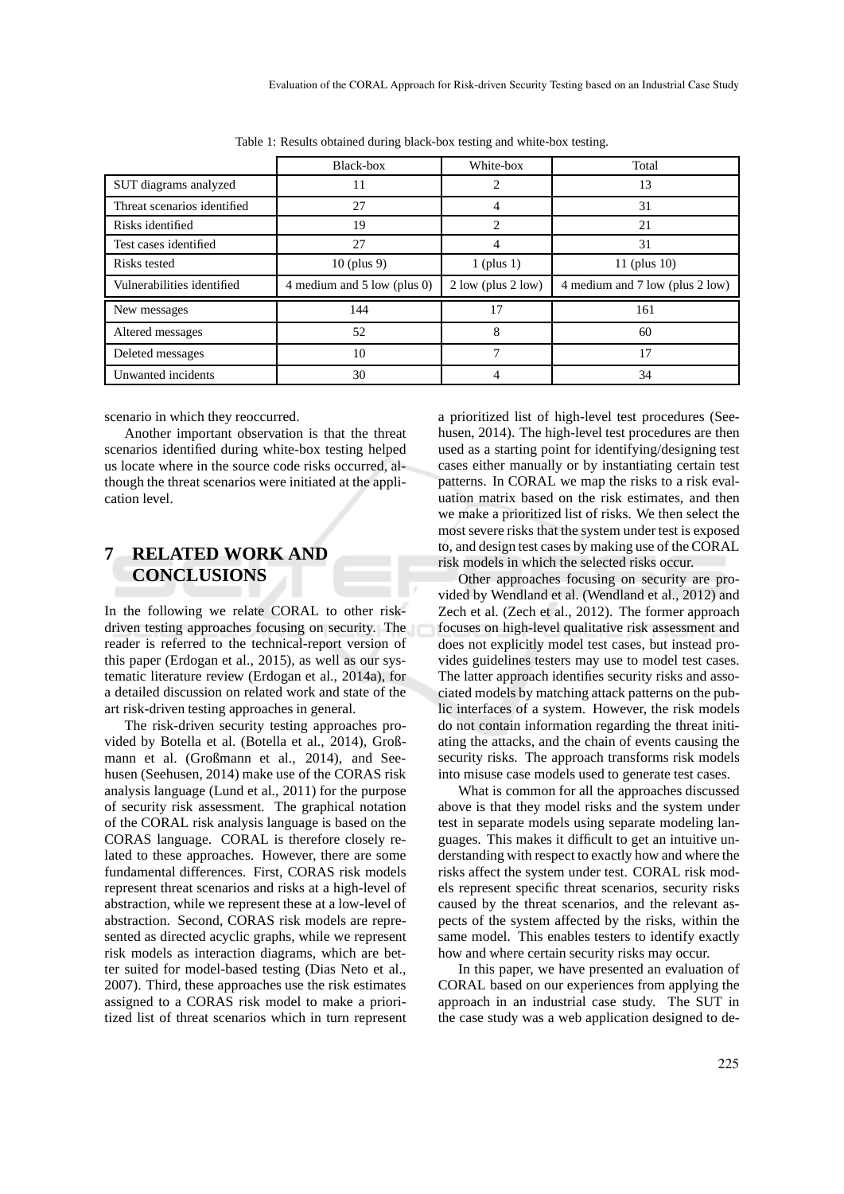Table 1: Results obtained during black-box testing and white-box testing.

| | Black-box | White-box | Total |
|---|---|---|---|
| SUT diagrams analyzed | 11 | 2 | 13 |
| Threat scenarios identified | 27 | 4 | 31 |
| Risks identified | 19 | 2 | 21 |
| Test cases identified | 27 | 4 | 31 |
| Risks tested | 10 (plus 9) | 1 (plus 1) | 11 (plus 10) |
| Vulnerabilities identified | 4 medium and 5 low (plus 0) | 2 low (plus 2 low) | 4 medium and 7 low (plus 2 low) |
| New messages | 144 | 17 | 161 |
| Altered messages | 52 | 8 | 60 |
| Deleted messages | 10 | 7 | 17 |
| Unwanted incidents | 30 | 4 | 34 |

scenario in which they reoccurred.

Another important observation is that the threat scenarios identified during white-box testing helped us locate where in the source code risks occurred, although the threat scenarios were initiated at the application level.

# 7 RELATED WORK AND CONCLUSIONS

In the following we relate CORAL to other risk-driven testing approaches focusing on security. The reader is referred to the technical-report version of this paper (Erdogan et al., 2015), as well as our systematic literature review (Erdogan et al., 2014a), for a detailed discussion on related work and state of the art risk-driven testing approaches in general.

The risk-driven security testing approaches provided by Botella et al. (Botella et al., 2014), Großmann et al. (Großmann et al., 2014), and Seehusen (Seehusen, 2014) make use of the CORAS risk analysis language (Lund et al., 2011) for the purpose of security risk assessment. The graphical notation of the CORAL risk analysis language is based on the CORAS language. CORAL is therefore closely related to these approaches. However, there are some fundamental differences. First, CORAS risk models represent threat scenarios and risks at a high-level of abstraction, while we represent these at a low-level of abstraction. Second, CORAS risk models are represented as directed acyclic graphs, while we represent risk models as interaction diagrams, which are better suited for model-based testing (Dias Neto et al., 2007). Third, these approaches use the risk estimates assigned to a CORAS risk model to make a prioritized list of threat scenarios which in turn represent a prioritized list of high-level test procedures (Seehusen, 2014). The high-level test procedures are then used as a starting point for identifying/designing test cases either manually or by instantiating certain test patterns. In CORAL we map the risks to a risk evaluation matrix based on the risk estimates, and then we make a prioritized list of risks. We then select the most severe risks that the system under test is exposed to, and design test cases by making use of the CORAL risk models in which the selected risks occur.

Other approaches focusing on security are provided by Wendland et al. (Wendland et al., 2012) and Zech et al. (Zech et al., 2012). The former approach focuses on high-level qualitative risk assessment and does not explicitly model test cases, but instead provides guidelines testers may use to model test cases. The latter approach identifies security risks and associated models by matching attack patterns on the public interfaces of a system. However, the risk models do not contain information regarding the threat initiating the attacks, and the chain of events causing the security risks. The approach transforms risk models into misuse case models used to generate test cases.

What is common for all the approaches discussed above is that they model risks and the system under test in separate models using separate modeling languages. This makes it difficult to get an intuitive understanding with respect to exactly how and where the risks affect the system under test. CORAL risk models represent specific threat scenarios, security risks caused by the threat scenarios, and the relevant aspects of the system affected by the risks, within the same model. This enables testers to identify exactly how and where certain security risks may occur.

In this paper, we have presented an evaluation of CORAL based on our experiences from applying the approach in an industrial case study. The SUT in the case study was a web application designed to de-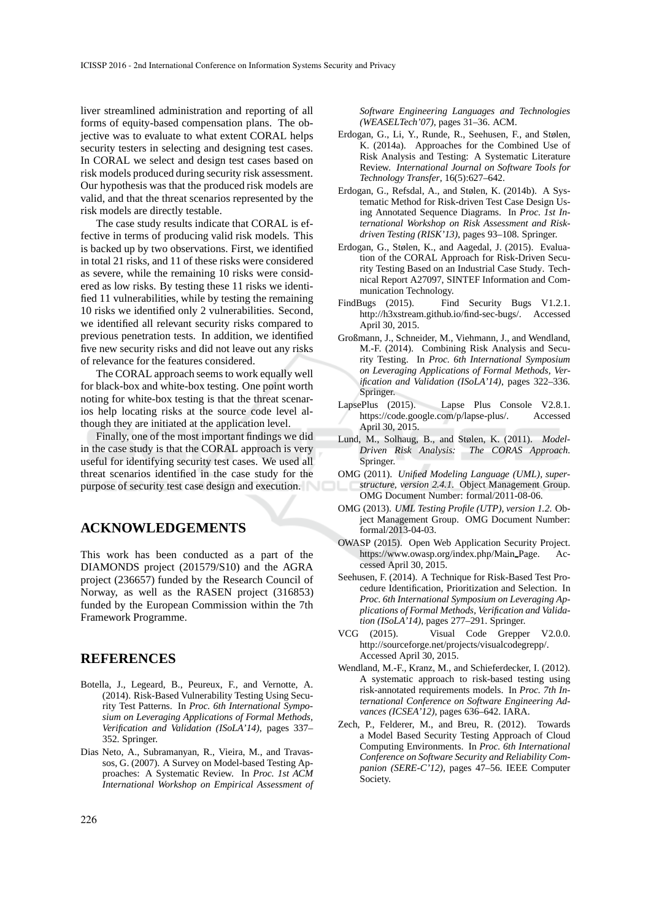liver streamlined administration and reporting of all forms of equity-based compensation plans. The objective was to evaluate to what extent CORAL helps security testers in selecting and designing test cases. In CORAL we select and design test cases based on risk models produced during security risk assessment. Our hypothesis was that the produced risk models are valid, and that the threat scenarios represented by the risk models are directly testable.

The case study results indicate that CORAL is effective in terms of producing valid risk models. This is backed up by two observations. First, we identified in total 21 risks, and 11 of these risks were considered as severe, while the remaining 10 risks were considered as low risks. By testing these 11 risks we identified 11 vulnerabilities, while by testing the remaining 10 risks we identified only 2 vulnerabilities. Second, we identified all relevant security risks compared to previous penetration tests. In addition, we identified five new security risks and did not leave out any risks of relevance for the features considered.

The CORAL approach seems to work equally well for black-box and white-box testing. One point worth noting for white-box testing is that the threat scenarios help locating risks at the source code level although they are initiated at the application level.

Finally, one of the most important findings we did in the case study is that the CORAL approach is very useful for identifying security test cases. We used all threat scenarios identified in the case study for the purpose of security test case design and execution.

## ACKNOWLEDGEMENTS

This work has been conducted as a part of the DIAMONDS project (201579/S10) and the AGRA project (236657) funded by the Research Council of Norway, as well as the RASEN project (316853) funded by the European Commission within the 7th Framework Programme.

## REFERENCES

Botella, J., Legeard, B., Peureux, F., and Vernotte, A. (2014). Risk-Based Vulnerability Testing Using Security Test Patterns. In *Proc. 6th International Symposium on Leveraging Applications of Formal Methods, Verification and Validation (ISoLA'14)*, pages 337–352. Springer.

Dias Neto, A., Subramanyan, R., Vieira, M., and Travassos, G. (2007). A Survey on Model-based Testing Approaches: A Systematic Review. In *Proc. 1st ACM International Workshop on Empirical Assessment of Software Engineering Languages and Technologies (WEASELTech'07)*, pages 31–36. ACM.

Erdogan, G., Li, Y., Runde, R., Seehusen, F., and Stølen, K. (2014a). Approaches for the Combined Use of Risk Analysis and Testing: A Systematic Literature Review. *International Journal on Software Tools for Technology Transfer*, 16(5):627–642.

Erdogan, G., Refsdal, A., and Stølen, K. (2014b). A Systematic Method for Risk-driven Test Case Design Using Annotated Sequence Diagrams. In *Proc. 1st International Workshop on Risk Assessment and Risk-driven Testing (RISK'13)*, pages 93–108. Springer.

Erdogan, G., Stølen, K., and Aagedal, J. (2015). Evaluation of the CORAL Approach for Risk-Driven Security Testing Based on an Industrial Case Study. Technical Report A27097, SINTEF Information and Communication Technology.

FindBugs (2015). Find Security Bugs V1.2.1. http://h3xstream.github.io/find-sec-bugs/. Accessed April 30, 2015.

Großmann, J., Schneider, M., Viehmann, J., and Wendland, M.-F. (2014). Combining Risk Analysis and Security Testing. In *Proc. 6th International Symposium on Leveraging Applications of Formal Methods, Verification and Validation (ISoLA'14)*, pages 322–336. Springer.

LapsePlus (2015). Lapse Plus Console V2.8.1. https://code.google.com/p/lapse-plus/. Accessed April 30, 2015.

Lund, M., Solhaug, B., and Stølen, K. (2011). *Model-Driven Risk Analysis: The CORAS Approach*. Springer.

OMG (2011). *Unified Modeling Language (UML), superstructure, version 2.4.1*. Object Management Group. OMG Document Number: formal/2011-08-06.

OMG (2013). *UML Testing Profile (UTP), version 1.2*. Object Management Group. OMG Document Number: formal/2013-04-03.

OWASP (2015). Open Web Application Security Project. https://www.owasp.org/index.php/Main_Page. Accessed April 30, 2015.

Seehusen, F. (2014). A Technique for Risk-Based Test Procedure Identification, Prioritization and Selection. In *Proc. 6th International Symposium on Leveraging Applications of Formal Methods, Verification and Validation (ISoLA'14)*, pages 277–291. Springer.

VCG (2015). Visual Code Grepper V2.0.0. http://sourceforge.net/projects/visualcodegrepp/. Accessed April 30, 2015.

Wendland, M.-F., Kranz, M., and Schieferdecker, I. (2012). A systematic approach to risk-based testing using risk-annotated requirements models. In *Proc. 7th International Conference on Software Engineering Advances (ICSEA'12)*, pages 636–642. IARA.

Zech, P., Felderer, M., and Breu, R. (2012). Towards a Model Based Security Testing Approach of Cloud Computing Environments. In *Proc. 6th International Conference on Software Security and Reliability Companion (SERE-C'12)*, pages 47–56. IEEE Computer Society.